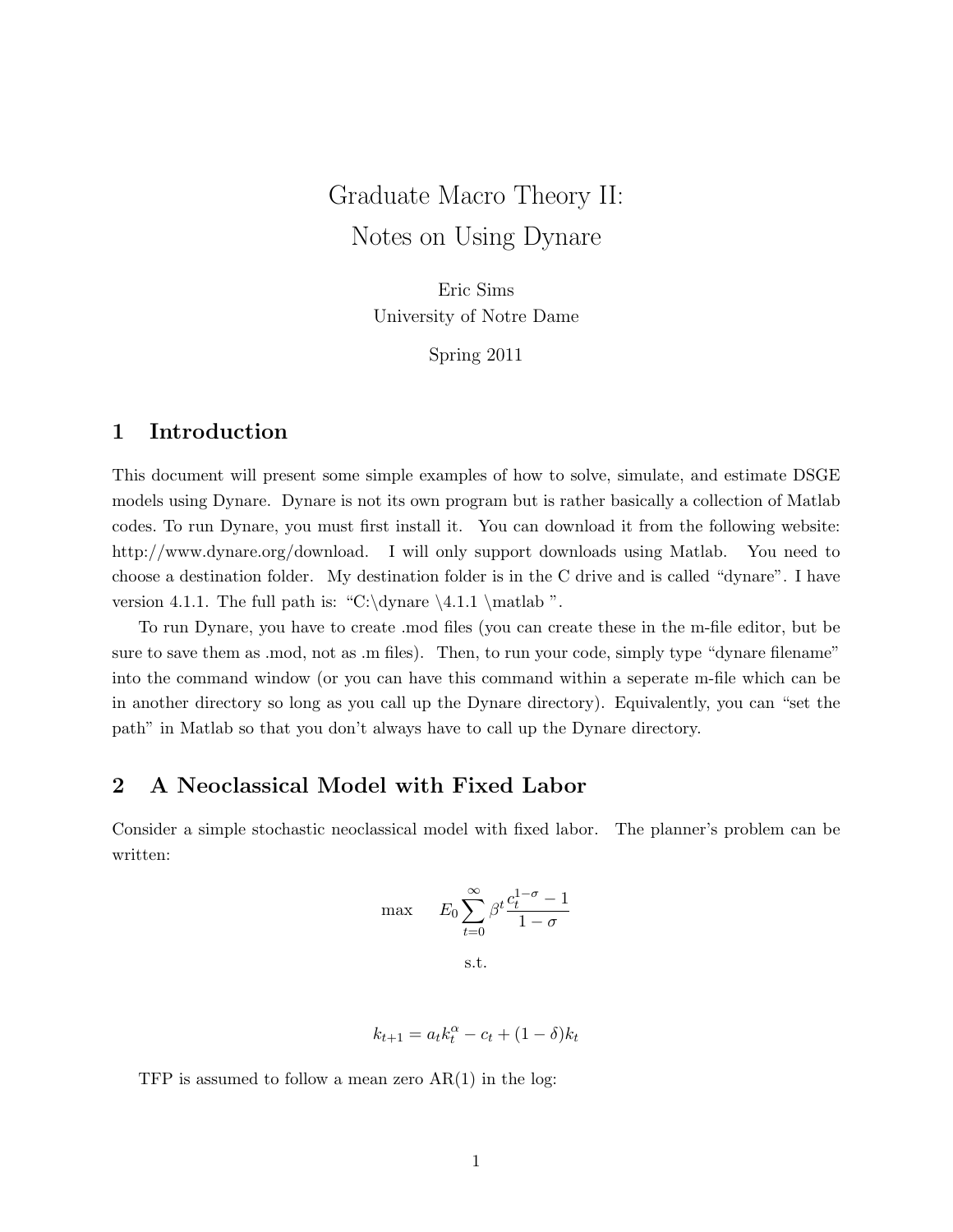# Graduate Macro Theory II: Notes on Using Dynare

Eric Sims
University of Notre Dame

Spring 2011

## 1 Introduction

This document will present some simple examples of how to solve, simulate, and estimate DSGE models using Dynare. Dynare is not its own program but is rather basically a collection of Matlab codes. To run Dynare, you must first install it. You can download it from the following website: http://www.dynare.org/download. I will only support downloads using Matlab. You need to choose a destination folder. My destination folder is in the C drive and is called "dynare". I have version 4.1.1. The full path is: "C:\dynare \4.1.1 \matlab ".

To run Dynare, you have to create .mod files (you can create these in the m-file editor, but be sure to save them as .mod, not as .m files). Then, to run your code, simply type "dynare filename" into the command window (or you can have this command within a seperate m-file which can be in another directory so long as you call up the Dynare directory). Equivalently, you can "set the path" in Matlab so that you don't always have to call up the Dynare directory.

## 2 A Neoclassical Model with Fixed Labor

Consider a simple stochastic neoclassical model with fixed labor. The planner's problem can be written:

$$\max \quad E_0 \sum_{t=0}^{\infty} \beta^t \frac{c_t^{1-\sigma} - 1}{1-\sigma}$$

s.t.

$$k_{t+1} = a_t k_t^{\alpha} - c_t + (1-\delta) k_t$$

TFP is assumed to follow a mean zero AR(1) in the log: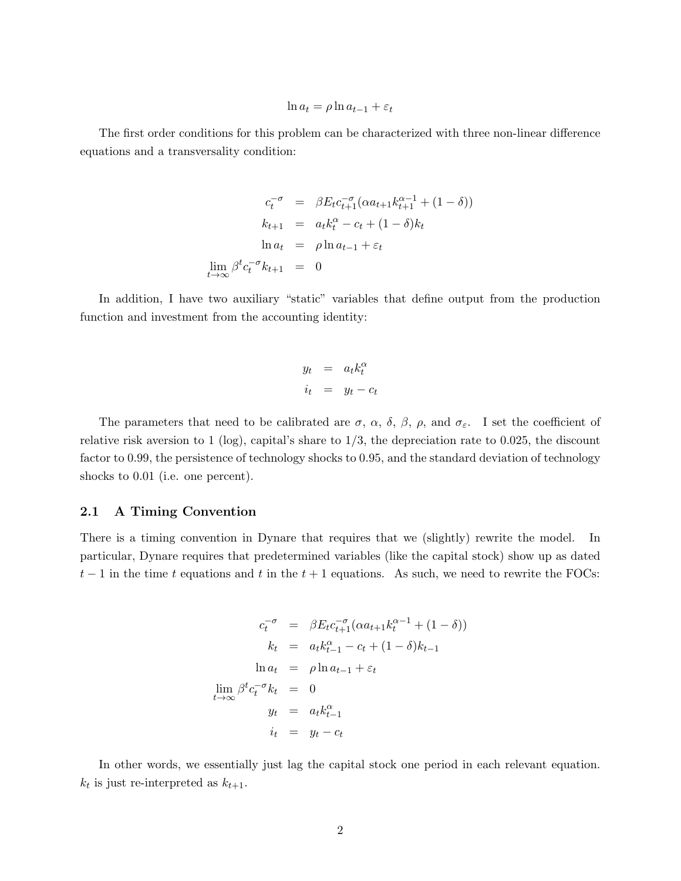$$\ln a_t = \rho \ln a_{t-1} + \varepsilon_t$$

The first order conditions for this problem can be characterized with three non-linear difference equations and a transversality condition:

$$
\begin{aligned}
c_t^{-\sigma} &= \beta E_t c_{t+1}^{-\sigma} (\alpha a_{t+1} k_{t+1}^{\alpha-1} + (1-\delta)) \\
k_{t+1} &= a_t k_t^{\alpha} - c_t + (1-\delta) k_t \\
\ln a_t &= \rho \ln a_{t-1} + \varepsilon_t \\
\lim_{t\to\infty} \beta^t c_t^{-\sigma} k_{t+1} &= 0
\end{aligned}
$$

In addition, I have two auxiliary "static" variables that define output from the production function and investment from the accounting identity:

$$
\begin{aligned}
y_t &= a_t k_t^{\alpha} \\
i_t &= y_t - c_t
\end{aligned}
$$

The parameters that need to be calibrated are $\sigma$, $\alpha$, $\delta$, $\beta$, $\rho$, and $\sigma_\varepsilon$. I set the coefficient of relative risk aversion to 1 (log), capital's share to 1/3, the depreciation rate to 0.025, the discount factor to 0.99, the persistence of technology shocks to 0.95, and the standard deviation of technology shocks to 0.01 (i.e. one percent).

## 2.1 A Timing Convention

There is a timing convention in Dynare that requires that we (slightly) rewrite the model. In particular, Dynare requires that predetermined variables (like the capital stock) show up as dated $t-1$ in the time $t$ equations and $t$ in the $t+1$ equations. As such, we need to rewrite the FOCs:

$$
\begin{aligned}
c_t^{-\sigma} &= \beta E_t c_{t+1}^{-\sigma} (\alpha a_{t+1} k_t^{\alpha-1} + (1-\delta)) \\
k_t &= a_t k_{t-1}^{\alpha} - c_t + (1-\delta) k_{t-1} \\
\ln a_t &= \rho \ln a_{t-1} + \varepsilon_t \\
\lim_{t\to\infty} \beta^t c_t^{-\sigma} k_t &= 0 \\
y_t &= a_t k_{t-1}^{\alpha} \\
i_t &= y_t - c_t
\end{aligned}
$$

In other words, we essentially just lag the capital stock one period in each relevant equation. $k_t$ is just re-interpreted as $k_{t+1}$.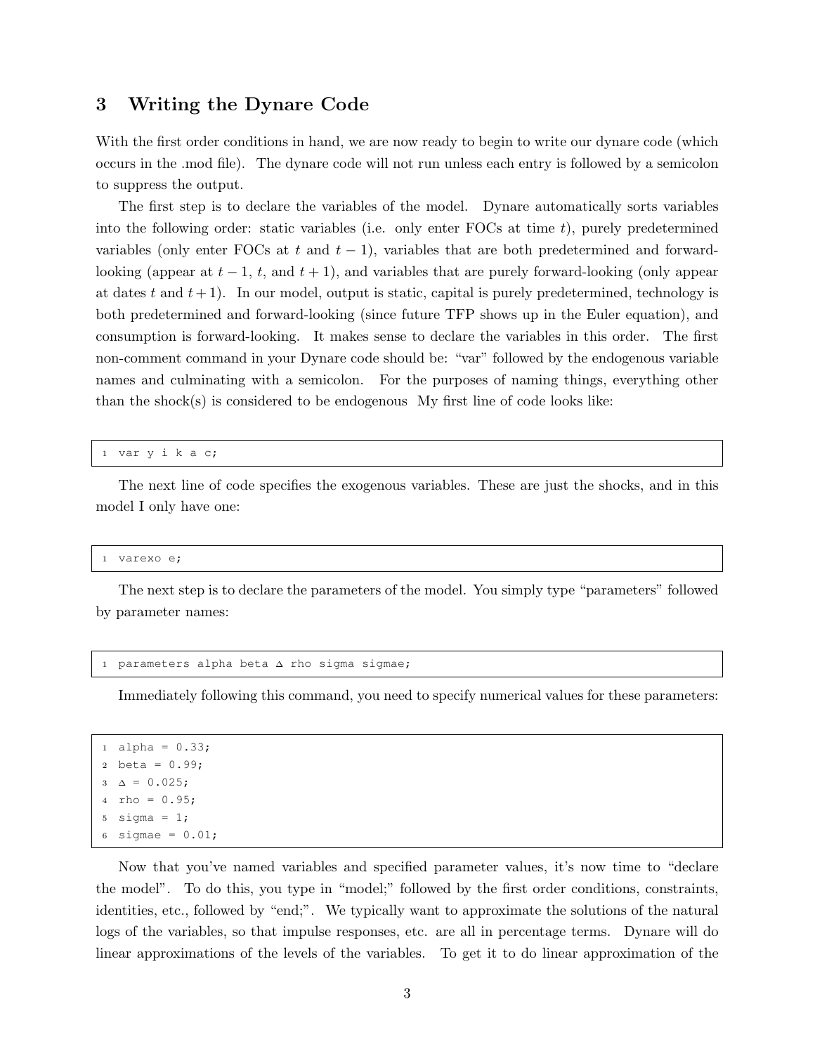## 3 Writing the Dynare Code

With the first order conditions in hand, we are now ready to begin to write our dynare code (which occurs in the .mod file). The dynare code will not run unless each entry is followed by a semicolon to suppress the output.

The first step is to declare the variables of the model. Dynare automatically sorts variables into the following order: static variables (i.e. only enter FOCs at time $t$), purely predetermined variables (only enter FOCs at $t$ and $t-1$), variables that are both predetermined and forward-looking (appear at $t-1$, $t$, and $t+1$), and variables that are purely forward-looking (only appear at dates $t$ and $t+1$). In our model, output is static, capital is purely predetermined, technology is both predetermined and forward-looking (since future TFP shows up in the Euler equation), and consumption is forward-looking. It makes sense to declare the variables in this order. The first non-comment command in your Dynare code should be: "var" followed by the endogenous variable names and culminating with a semicolon. For the purposes of naming things, everything other than the shock(s) is considered to be endogenous My first line of code looks like:

```
var y i k a c;
```

The next line of code specifies the exogenous variables. These are just the shocks, and in this model I only have one:

```
varexo e;
```

The next step is to declare the parameters of the model. You simply type "parameters" followed by parameter names:

```
parameters alpha beta ∆ rho sigma sigmae;
```

Immediately following this command, you need to specify numerical values for these parameters:

```
alpha = 0.33;
beta = 0.99;
∆ = 0.025;
rho = 0.95;
sigma = 1;
sigmae = 0.01;
```

Now that you've named variables and specified parameter values, it's now time to "declare the model". To do this, you type in "model;" followed by the first order conditions, constraints, identities, etc., followed by "end;". We typically want to approximate the solutions of the natural logs of the variables, so that impulse responses, etc. are all in percentage terms. Dynare will do linear approximations of the levels of the variables. To get it to do linear approximation of the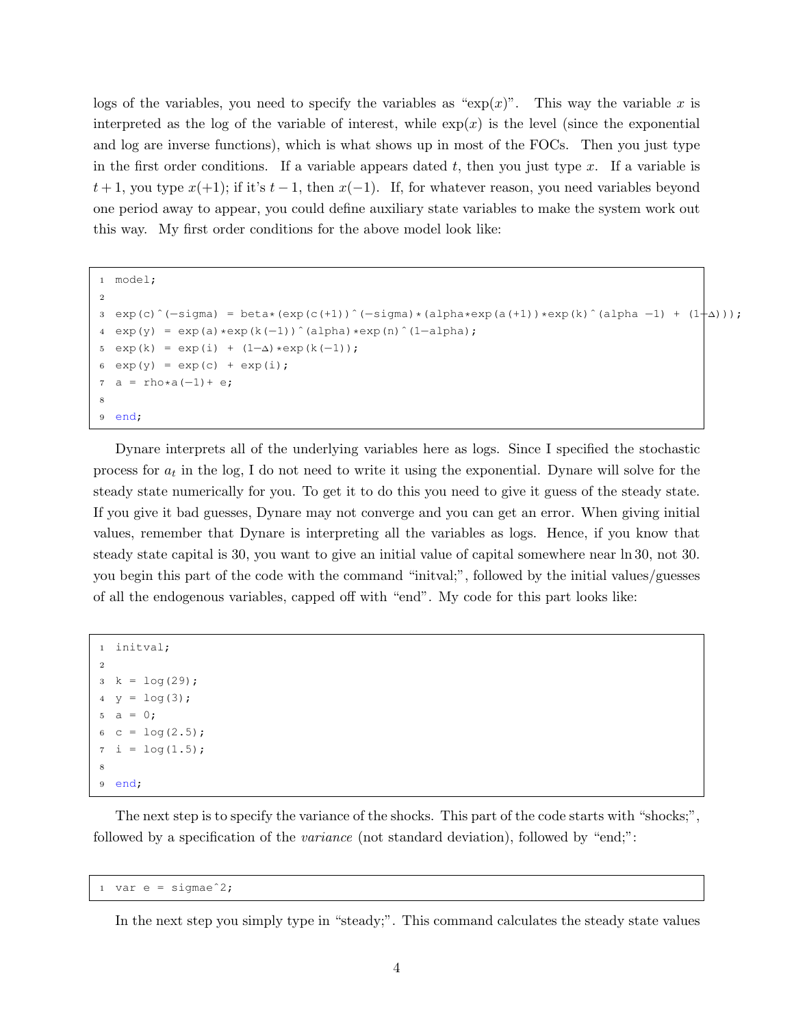logs of the variables, you need to specify the variables as "exp($x$)". This way the variable $x$ is interpreted as the log of the variable of interest, while exp($x$) is the level (since the exponential and log are inverse functions), which is what shows up in most of the FOCs. Then you just type in the first order conditions. If a variable appears dated $t$, then you just type $x$. If a variable is $t+1$, you type $x(+1)$; if it's $t-1$, then $x(-1)$. If, for whatever reason, you need variables beyond one period away to appear, you could define auxiliary state variables to make the system work out this way. My first order conditions for the above model look like:

```
model;

exp(c)^(-sigma) = beta*(exp(c(+1))^(-sigma)*(alpha*exp(a(+1))*exp(k)^(alpha -1) + (1-Δ)));
exp(y) = exp(a)*exp(k(-1))^(alpha)*exp(n)^(1-alpha);
exp(k) = exp(i) + (1-Δ)*exp(k(-1));
exp(y) = exp(c) + exp(i);
a = rho*a(-1)+ e;

end;
```

Dynare interprets all of the underlying variables here as logs. Since I specified the stochastic process for $a_t$ in the log, I do not need to write it using the exponential. Dynare will solve for the steady state numerically for you. To get it to do this you need to give it guess of the steady state. If you give it bad guesses, Dynare may not converge and you can get an error. When giving initial values, remember that Dynare is interpreting all the variables as logs. Hence, if you know that steady state capital is 30, you want to give an initial value of capital somewhere near $\ln 30$, not 30. you begin this part of the code with the command "initval;", followed by the initial values/guesses of all the endogenous variables, capped off with "end". My code for this part looks like:

```
initval;

k = log(29);
y = log(3);
a = 0;
c = log(2.5);
i = log(1.5);

end;
```

The next step is to specify the variance of the shocks. This part of the code starts with "shocks;", followed by a specification of the *variance* (not standard deviation), followed by "end;":

```
var e = sigmae^2;
```

In the next step you simply type in "steady;". This command calculates the steady state values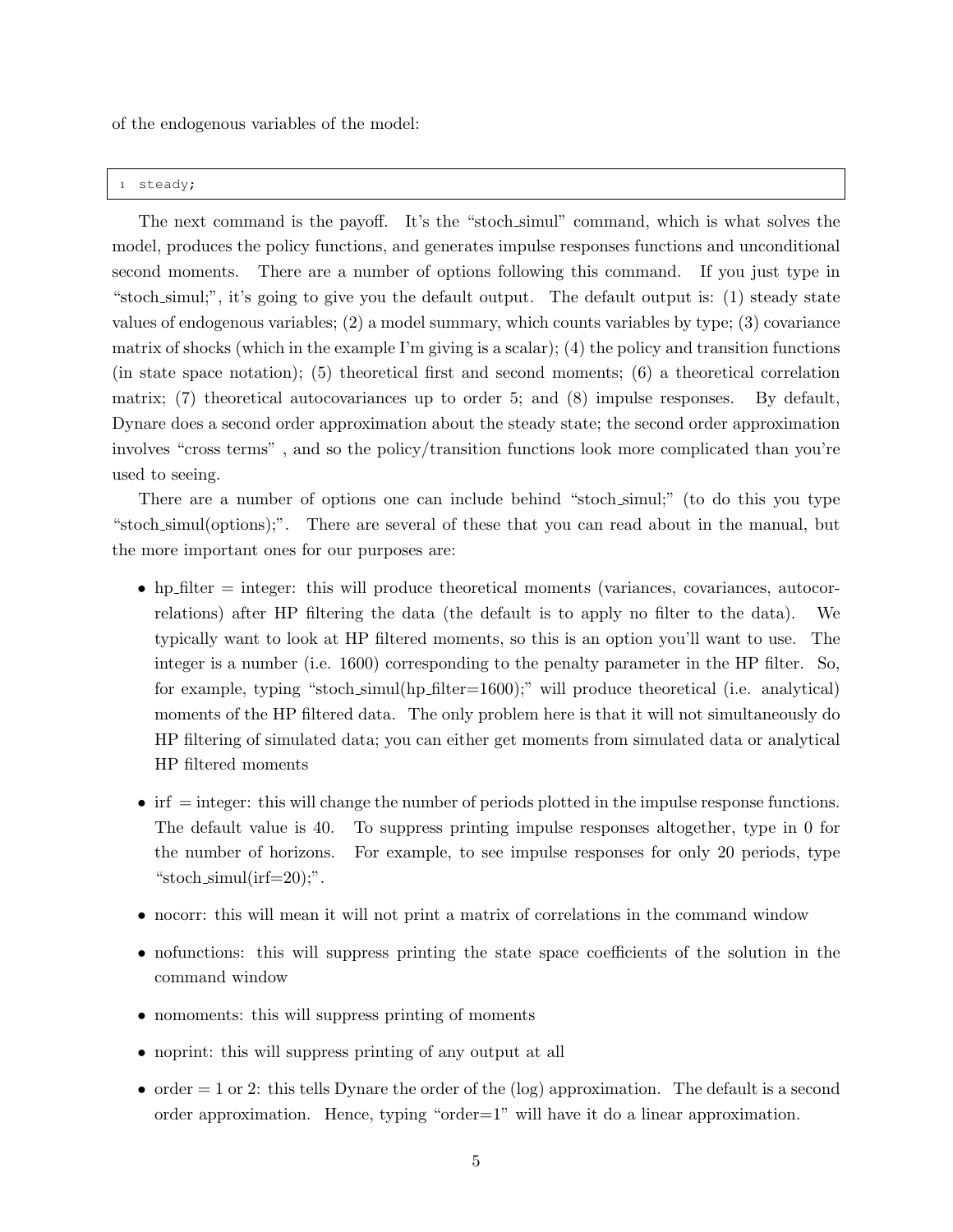of the endogenous variables of the model:

```
steady;
```

The next command is the payoff. It's the "stoch_simul" command, which is what solves the model, produces the policy functions, and generates impulse responses functions and unconditional second moments. There are a number of options following this command. If you just type in "stoch_simul;", it's going to give you the default output. The default output is: (1) steady state values of endogenous variables; (2) a model summary, which counts variables by type; (3) covariance matrix of shocks (which in the example I'm giving is a scalar); (4) the policy and transition functions (in state space notation); (5) theoretical first and second moments; (6) a theoretical correlation matrix; (7) theoretical autocovariances up to order 5; and (8) impulse responses. By default, Dynare does a second order approximation about the steady state; the second order approximation involves "cross terms" , and so the policy/transition functions look more complicated than you're used to seeing.

There are a number of options one can include behind "stoch_simul;" (to do this you type "stoch_simul(options);". There are several of these that you can read about in the manual, but the more important ones for our purposes are:

- hp_filter = integer: this will produce theoretical moments (variances, covariances, autocorrelations) after HP filtering the data (the default is to apply no filter to the data). We typically want to look at HP filtered moments, so this is an option you'll want to use. The integer is a number (i.e. 1600) corresponding to the penalty parameter in the HP filter. So, for example, typing "stoch_simul(hp_filter=1600);" will produce theoretical (i.e. analytical) moments of the HP filtered data. The only problem here is that it will not simultaneously do HP filtering of simulated data; you can either get moments from simulated data or analytical HP filtered moments
- irf = integer: this will change the number of periods plotted in the impulse response functions. The default value is 40. To suppress printing impulse responses altogether, type in 0 for the number of horizons. For example, to see impulse responses for only 20 periods, type "stoch_simul(irf=20);".
- nocorr: this will mean it will not print a matrix of correlations in the command window
- nofunctions: this will suppress printing the state space coefficients of the solution in the command window
- nomoments: this will suppress printing of moments
- noprint: this will suppress printing of any output at all
- order = 1 or 2: this tells Dynare the order of the (log) approximation. The default is a second order approximation. Hence, typing "order=1" will have it do a linear approximation.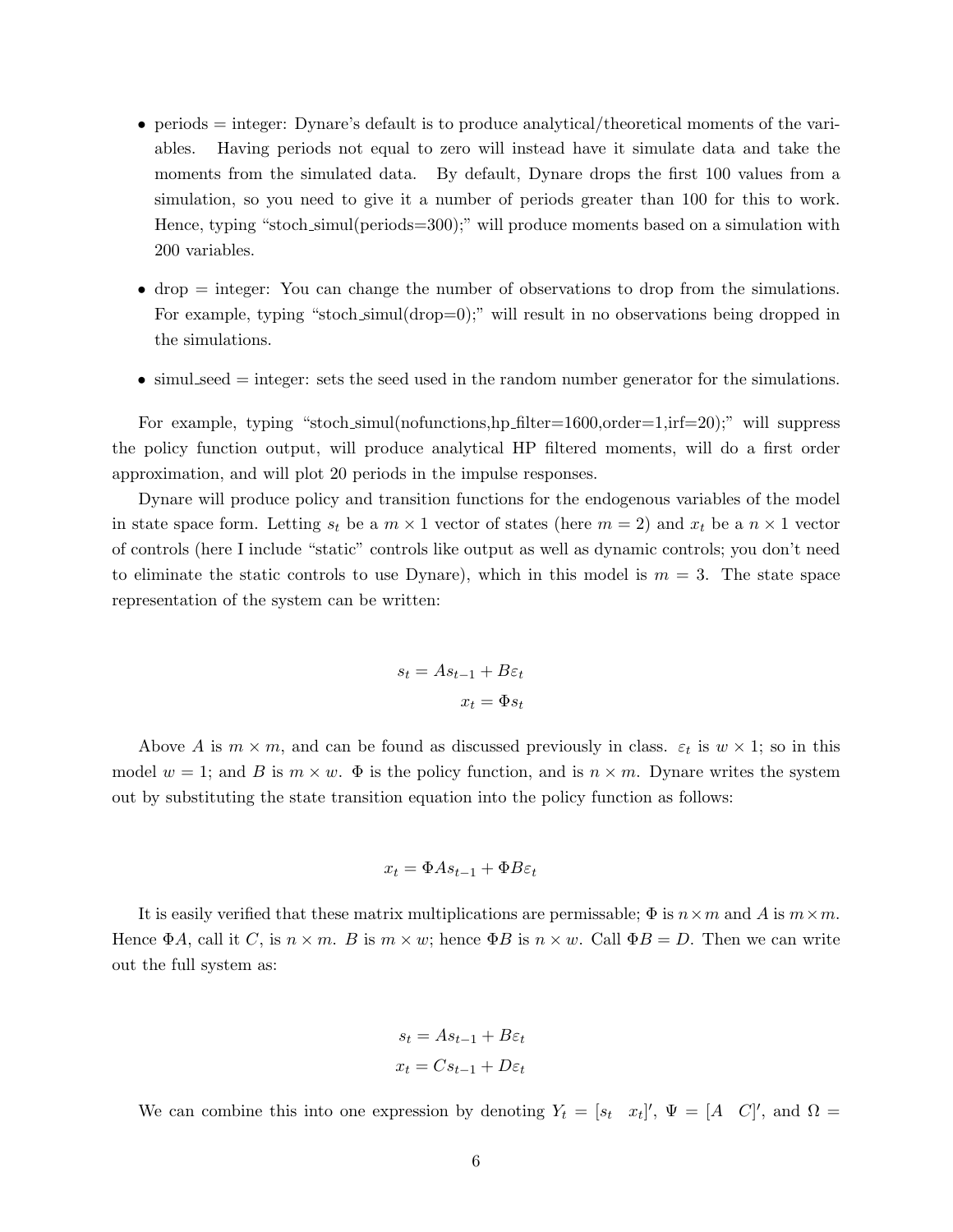- periods = integer: Dynare's default is to produce analytical/theoretical moments of the variables. Having periods not equal to zero will instead have it simulate data and take the moments from the simulated data. By default, Dynare drops the first 100 values from a simulation, so you need to give it a number of periods greater than 100 for this to work. Hence, typing "stoch_simul(periods=300);" will produce moments based on a simulation with 200 variables.

- drop = integer: You can change the number of observations to drop from the simulations. For example, typing "stoch_simul(drop=0);" will result in no observations being dropped in the simulations.

- simul_seed = integer: sets the seed used in the random number generator for the simulations.

For example, typing "stoch_simul(nofunctions,hp_filter=1600,order=1,irf=20);" will suppress the policy function output, will produce analytical HP filtered moments, will do a first order approximation, and will plot 20 periods in the impulse responses.

Dynare will produce policy and transition functions for the endogenous variables of the model in state space form. Letting $s_t$ be a $m \times 1$ vector of states (here $m = 2$) and $x_t$ be a $n \times 1$ vector of controls (here I include "static" controls like output as well as dynamic controls; you don't need to eliminate the static controls to use Dynare), which in this model is $m = 3$. The state space representation of the system can be written:

$$
\begin{aligned}
s_t &= A s_{t-1} + B\varepsilon_t \\
x_t &= \Phi s_t
\end{aligned}
$$

Above $A$ is $m \times m$, and can be found as discussed previously in class. $\varepsilon_t$ is $w \times 1$; so in this model $w = 1$; and $B$ is $m \times w$. $\Phi$ is the policy function, and is $n \times m$. Dynare writes the system out by substituting the state transition equation into the policy function as follows:

$$
x_t = \Phi A s_{t-1} + \Phi B \varepsilon_t
$$

It is easily verified that these matrix multiplications are permissable; $\Phi$ is $n \times m$ and $A$ is $m \times m$. Hence $\Phi A$, call it $C$, is $n \times m$. $B$ is $m \times w$; hence $\Phi B$ is $n \times w$. Call $\Phi B = D$. Then we can write out the full system as:

$$
\begin{aligned}
s_t &= A s_{t-1} + B\varepsilon_t \\
x_t &= C s_{t-1} + D\varepsilon_t
\end{aligned}
$$

We can combine this into one expression by denoting $Y_t = [s_t \quad x_t]'$, $\Psi = [A \quad C]'$, and $\Omega =$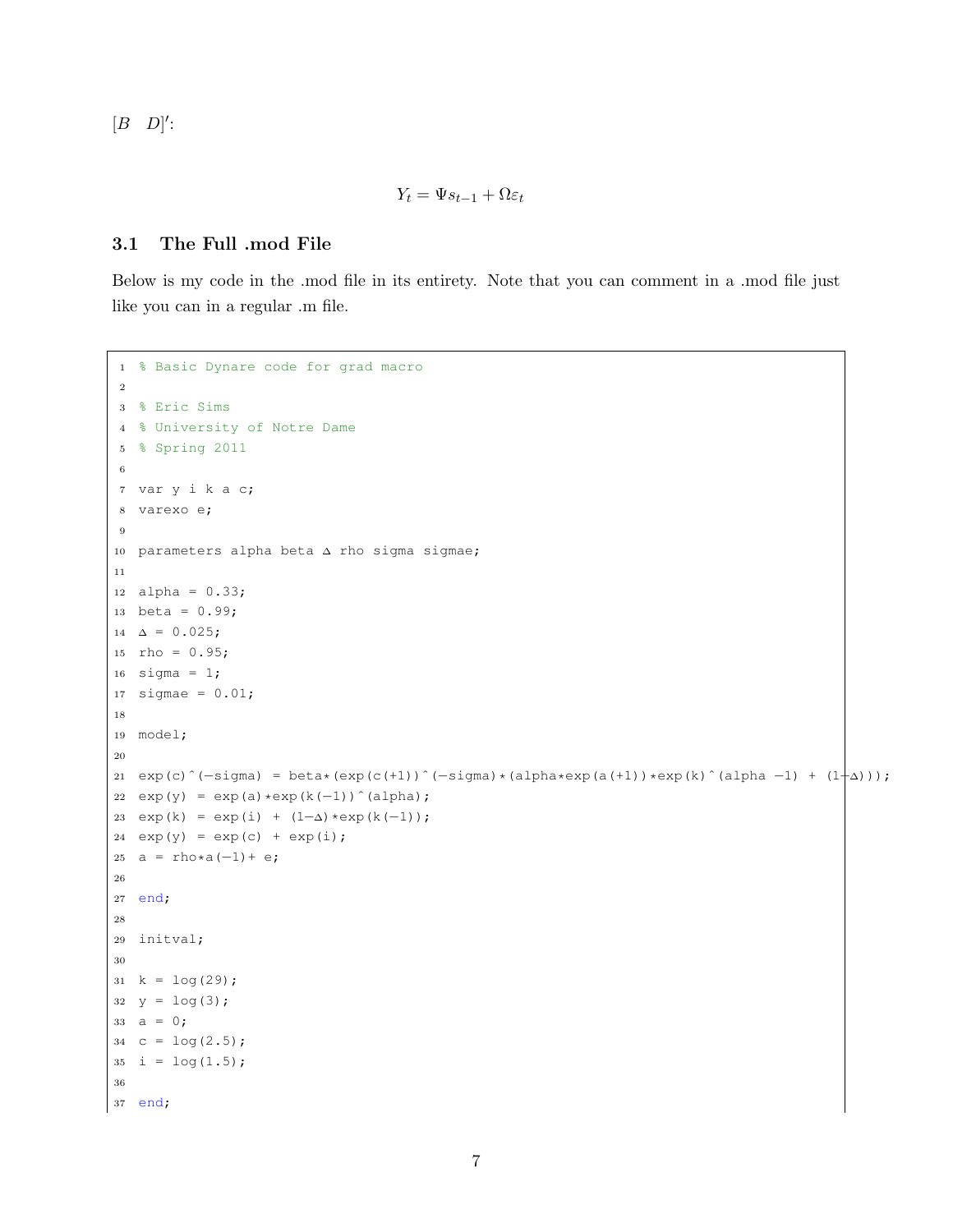$[B \quad D]'$:

$$Y_t = \Psi s_{t-1} + \Omega \varepsilon_t$$

### 3.1 The Full .mod File

Below is my code in the .mod file in its entirety. Note that you can comment in a .mod file just like you can in a regular .m file.

```
% Basic Dynare code for grad macro

% Eric Sims
% University of Notre Dame
% Spring 2011

var y i k a c;
varexo e;

parameters alpha beta Δ rho sigma sigmae;

alpha = 0.33;
beta = 0.99;
Δ = 0.025;
rho = 0.95;
sigma = 1;
sigmae = 0.01;

model;

exp(c)^(-sigma) = beta*(exp(c(+1))^(-sigma)*(alpha*exp(a(+1))*exp(k)^(alpha -1) + (1-Δ)));
exp(y) = exp(a)*exp(k(-1))^(alpha);
exp(k) = exp(i) + (1-Δ)*exp(k(-1));
exp(y) = exp(c) + exp(i);
a = rho*a(-1)+ e;

end;

initval;

k = log(29);
y = log(3);
a = 0;
c = log(2.5);
i = log(1.5);

end;
```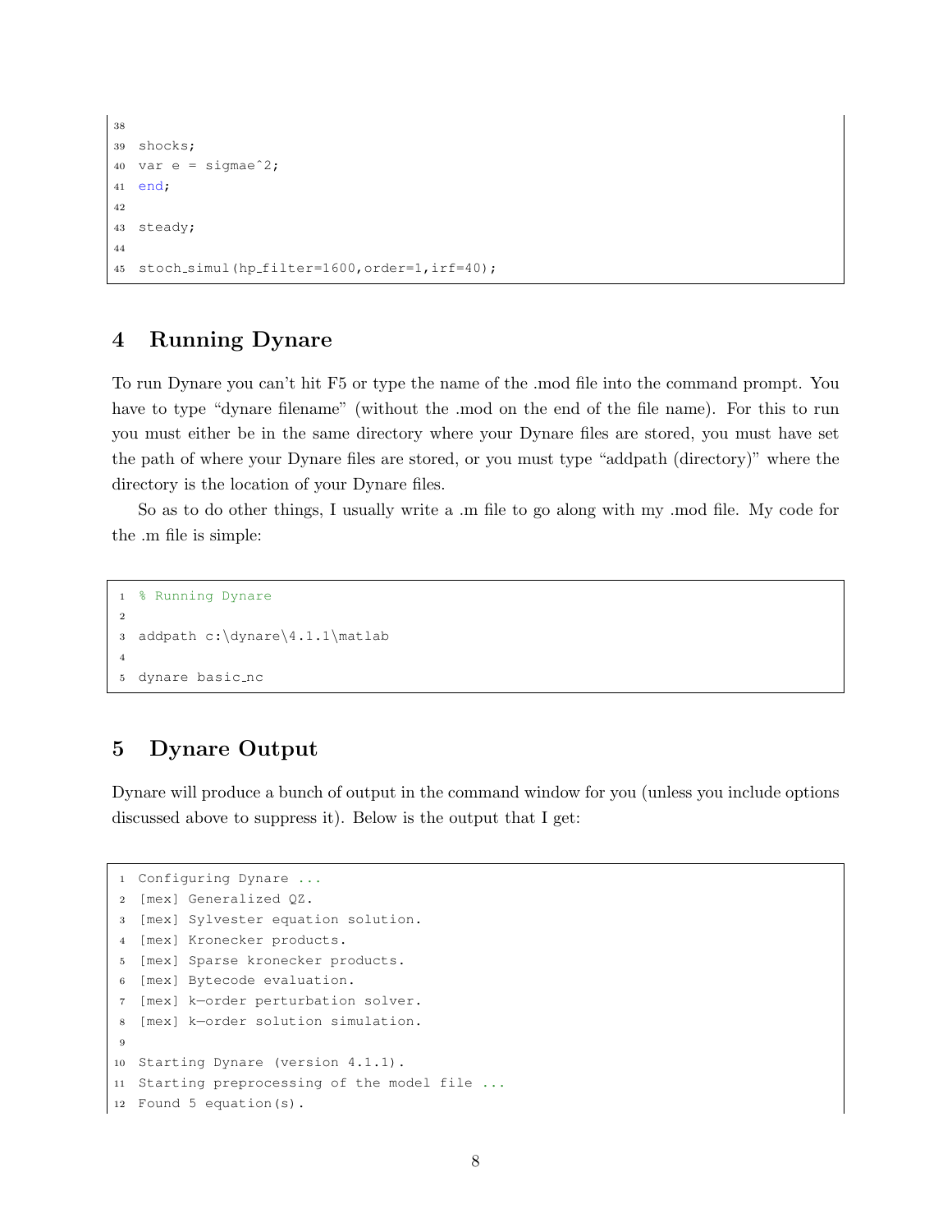```
shocks;
var e = sigmae^2;
end;

steady;

stoch_simul(hp_filter=1600,order=1,irf=40);
```

## 4 Running Dynare

To run Dynare you can't hit F5 or type the name of the .mod file into the command prompt. You have to type "dynare filename" (without the .mod on the end of the file name). For this to run you must either be in the same directory where your Dynare files are stored, you must have set the path of where your Dynare files are stored, or you must type "addpath (directory)" where the directory is the location of your Dynare files.

So as to do other things, I usually write a .m file to go along with my .mod file. My code for the .m file is simple:

```
% Running Dynare

addpath c:\dynare\4.1.1\matlab

dynare basic_nc
```

## 5 Dynare Output

Dynare will produce a bunch of output in the command window for you (unless you include options discussed above to suppress it). Below is the output that I get:

```
Configuring Dynare ...
[mex] Generalized QZ.
[mex] Sylvester equation solution.
[mex] Kronecker products.
[mex] Sparse kronecker products.
[mex] Bytecode evaluation.
[mex] k-order perturbation solver.
[mex] k-order solution simulation.

Starting Dynare (version 4.1.1).
Starting preprocessing of the model file ...
Found 5 equation(s).
```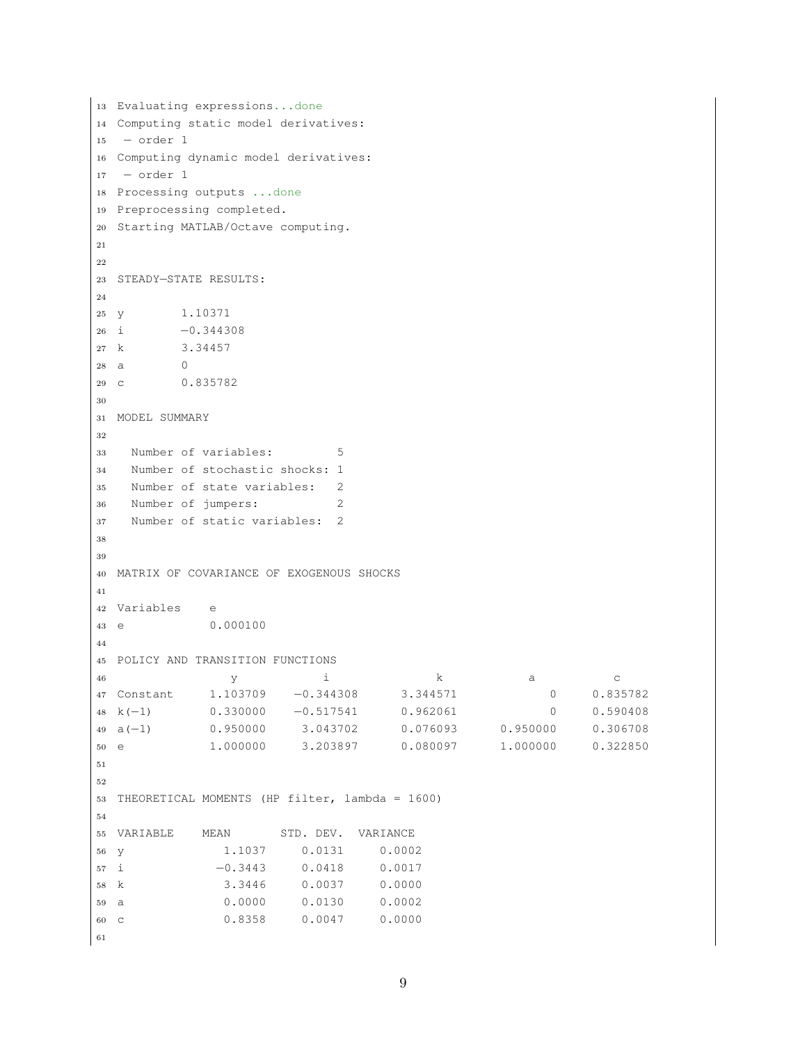```
Evaluating expressions...done
Computing static model derivatives:
 - order 1
Computing dynamic model derivatives:
 - order 1
Processing outputs ...done
Preprocessing completed.
Starting MATLAB/Octave computing.


STEADY-STATE RESULTS:

y         1.10371
i         -0.344308
k         3.34457
a         0
c         0.835782

MODEL SUMMARY

  Number of variables:         5
  Number of stochastic shocks: 1
  Number of state variables:   2
  Number of jumpers:           2
  Number of static variables:  2


MATRIX OF COVARIANCE OF EXOGENOUS SHOCKS

Variables    e
e            0.000100

POLICY AND TRANSITION FUNCTIONS
                y           i              k           a          c
Constant     1.103709    -0.344308      3.344571           0     0.835782
k(-1)        0.330000    -0.517541      0.962061           0     0.590408
a(-1)        0.950000     3.043702      0.076093    0.950000     0.306708
e            1.000000     3.203897      0.080097    1.000000     0.322850


THEORETICAL MOMENTS (HP filter, lambda = 1600)

VARIABLE    MEAN       STD. DEV.  VARIANCE
y             1.1037     0.0131     0.0002
i            -0.3443     0.0418     0.0017
k             3.3446     0.0037     0.0000
a             0.0000     0.0130     0.0002
c             0.8358     0.0047     0.0000

```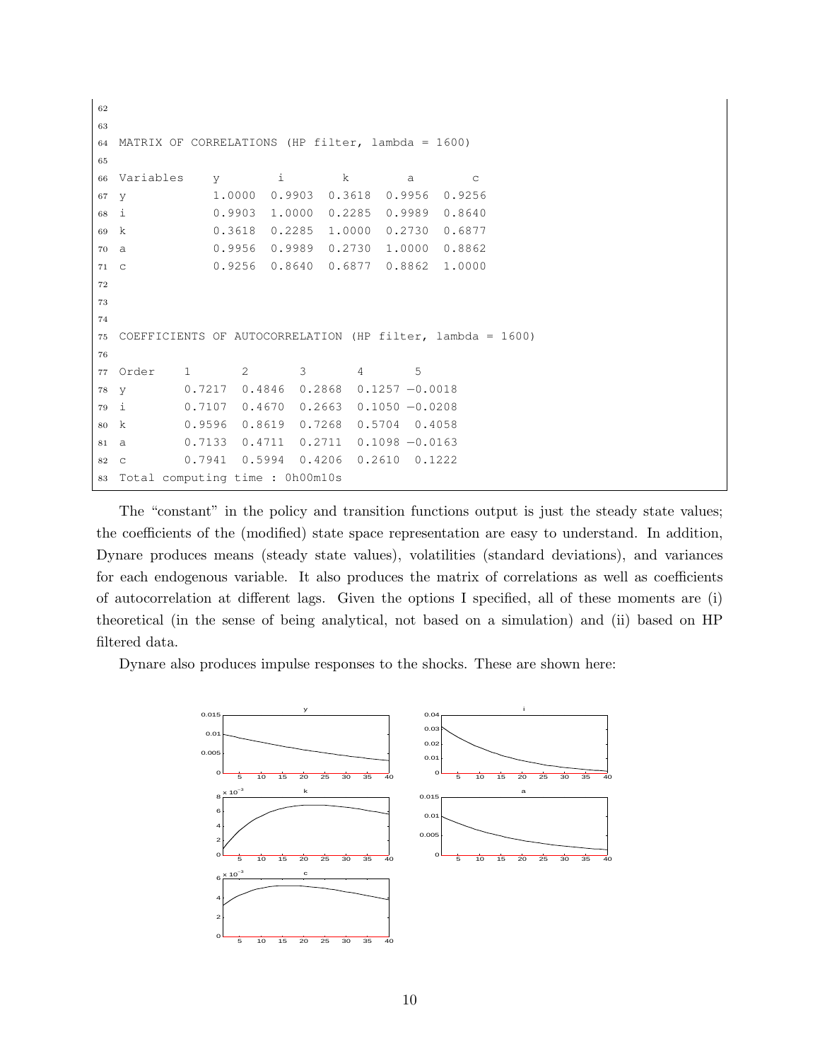```
62
63
64 MATRIX OF CORRELATIONS (HP filter, lambda = 1600)
65
66 Variables    y        i        k        a        c
67 y            1.0000  0.9903  0.3618  0.9956  0.9256
68 i            0.9903  1.0000  0.2285  0.9989  0.8640
69 k            0.3618  0.2285  1.0000  0.2730  0.6877
70 a            0.9956  0.9989  0.2730  1.0000  0.8862
71 c            0.9256  0.8640  0.6877  0.8862  1.0000
72
73
74
75 COEFFICIENTS OF AUTOCORRELATION (HP filter, lambda = 1600)
76
77 Order    1       2       3       4       5
78 y        0.7217  0.4846  0.2868  0.1257 -0.0018
79 i        0.7107  0.4670  0.2663  0.1050 -0.0208
80 k        0.9596  0.8619  0.7268  0.5704  0.4058
81 a        0.7133  0.4711  0.2711  0.1098 -0.0163
82 c        0.7941  0.5994  0.4206  0.2610  0.1222
83 Total computing time : 0h00m10s
```

The "constant" in the policy and transition functions output is just the steady state values; the coefficients of the (modified) state space representation are easy to understand. In addition, Dynare produces means (steady state values), volatilities (standard deviations), and variances for each endogenous variable. It also produces the matrix of correlations as well as coefficients of autocorrelation at different lags. Given the options I specified, all of these moments are (i) theoretical (in the sense of being analytical, not based on a simulation) and (ii) based on HP filtered data.

Dynare also produces impulse responses to the shocks. These are shown here:

y
0.015
0.01
0.005
0
5 10 15 20 25 30 35 40

i
0.04
0.03
0.02
0.01
0
5 10 15 20 25 30 35 40

k
8 x 10^-3
6
4
2
0
5 10 15 20 25 30 35 40

a
0.015
0.01
0.005
0
5 10 15 20 25 30 35 40

c
6 x 10^-3
4
2
0
5 10 15 20 25 30 35 40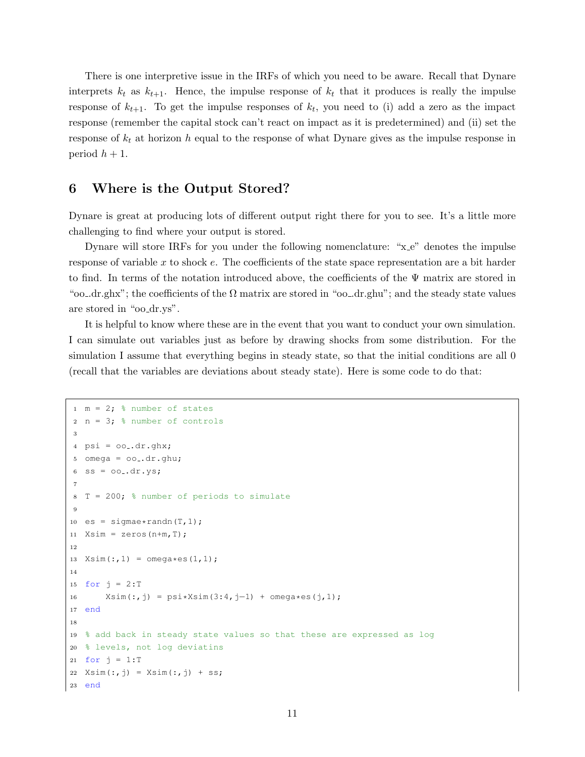There is one interpretive issue in the IRFs of which you need to be aware. Recall that Dynare interprets $k_t$ as $k_{t+1}$. Hence, the impulse response of $k_t$ that it produces is really the impulse response of $k_{t+1}$. To get the impulse responses of $k_t$, you need to (i) add a zero as the impact response (remember the capital stock can't react on impact as it is predetermined) and (ii) set the response of $k_t$ at horizon $h$ equal to the response of what Dynare gives as the impulse response in period $h + 1$.

## 6 Where is the Output Stored?

Dynare is great at producing lots of different output right there for you to see. It's a little more challenging to find where your output is stored.

Dynare will store IRFs for you under the following nomenclature: "x_e" denotes the impulse response of variable $x$ to shock $e$. The coefficients of the state space representation are a bit harder to find. In terms of the notation introduced above, the coefficients of the $\Psi$ matrix are stored in "oo_.dr.ghx"; the coefficients of the $\Omega$ matrix are stored in "oo_.dr.ghu"; and the steady state values are stored in "oo_dr.ys".

It is helpful to know where these are in the event that you want to conduct your own simulation. I can simulate out variables just as before by drawing shocks from some distribution. For the simulation I assume that everything begins in steady state, so that the initial conditions are all 0 (recall that the variables are deviations about steady state). Here is some code to do that:

```
m = 2; % number of states
n = 3; % number of controls

psi = oo_.dr.ghx;
omega = oo_.dr.ghu;
ss = oo_.dr.ys;

T = 200; % number of periods to simulate

es = sigmae*randn(T,1);
Xsim = zeros(n+m,T);

Xsim(:,1) = omega*es(1,1);

for j = 2:T
    Xsim(:,j) = psi*Xsim(3:4,j-1) + omega*es(j,1);
end

% add back in steady state values so that these are expressed as log
% levels, not log deviatins
for j = 1:T
Xsim(:,j) = Xsim(:,j) + ss;
end
```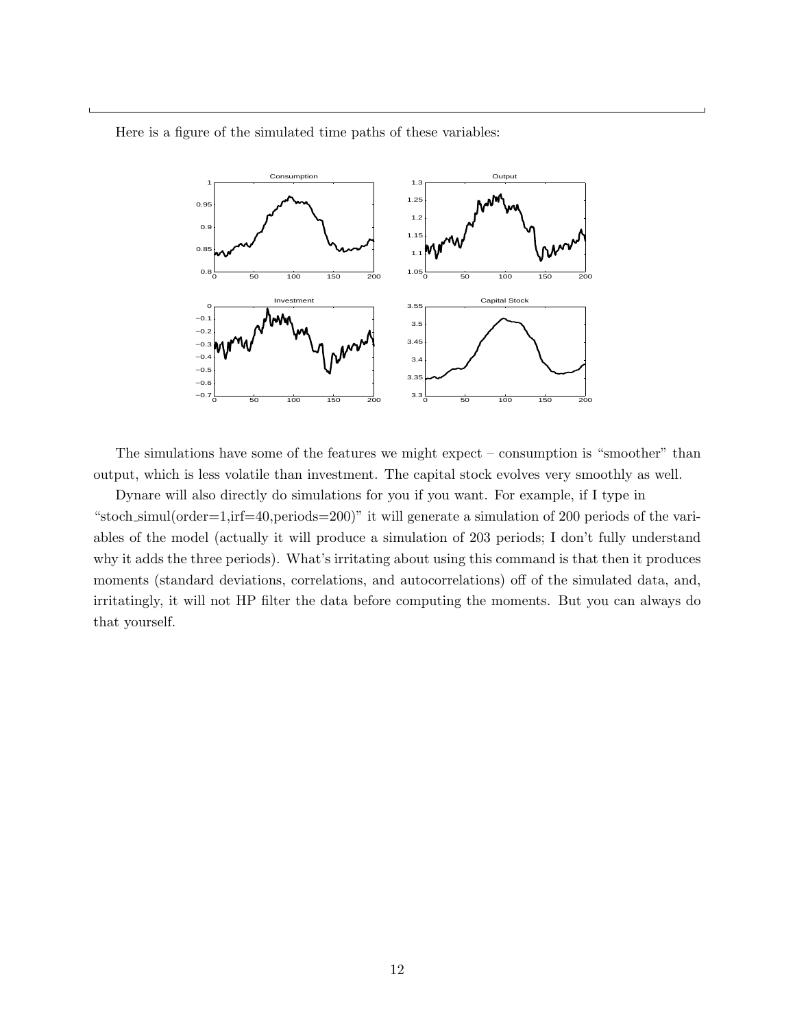Here is a figure of the simulated time paths of these variables:

Consumption

1
0.95
0.9
0.85
0.8
0 50 100 150 200

Output

1.3
1.25
1.2
1.15
1.1
1.05
0 50 100 150 200

Investment

0
−0.1
−0.2
−0.3
−0.4
−0.5
−0.6
−0.7
0 50 100 150 200

Capital Stock

3.55
3.5
3.45
3.4
3.35
3.3
0 50 100 150 200

The simulations have some of the features we might expect – consumption is "smoother" than output, which is less volatile than investment. The capital stock evolves very smoothly as well.

Dynare will also directly do simulations for you if you want. For example, if I type in "stoch_simul(order=1,irf=40,periods=200)" it will generate a simulation of 200 periods of the variables of the model (actually it will produce a simulation of 203 periods; I don't fully understand why it adds the three periods). What's irritating about using this command is that then it produces moments (standard deviations, correlations, and autocorrelations) off of the simulated data, and, irritatingly, it will not HP filter the data before computing the moments. But you can always do that yourself.